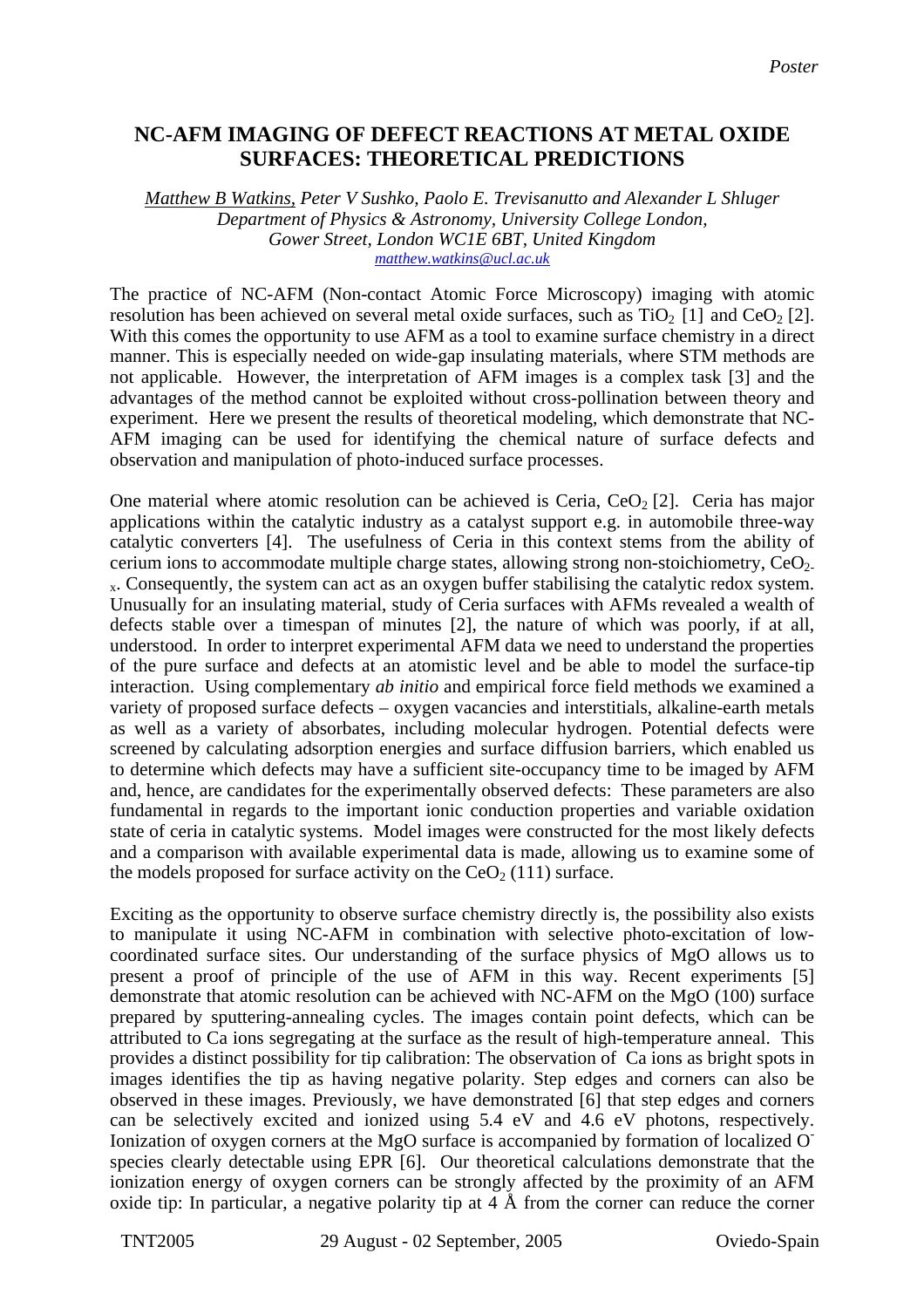*Poster*

# NC-AFM IMAGING OF DEFECT REACTIONS AT METAL OXIDE SURFACES: THEORETICAL PREDICTIONS

*Matthew B Watkins, Peter V Sushko, Paolo E. Trevisanutto and Alexander L Shluger*
*Department of Physics & Astronomy, University College London, Gower Street, London WC1E 6BT, United Kingdom*
*matthew.watkins@ucl.ac.uk*

The practice of NC-AFM (Non-contact Atomic Force Microscopy) imaging with atomic resolution has been achieved on several metal oxide surfaces, such as $TiO_2$ [1] and $CeO_2$ [2]. With this comes the opportunity to use AFM as a tool to examine surface chemistry in a direct manner. This is especially needed on wide-gap insulating materials, where STM methods are not applicable. However, the interpretation of AFM images is a complex task [3] and the advantages of the method cannot be exploited without cross-pollination between theory and experiment. Here we present the results of theoretical modeling, which demonstrate that NC-AFM imaging can be used for identifying the chemical nature of surface defects and observation and manipulation of photo-induced surface processes.

One material where atomic resolution can be achieved is Ceria, $CeO_2$ [2]. Ceria has major applications within the catalytic industry as a catalyst support e.g. in automobile three-way catalytic converters [4]. The usefulness of Ceria in this context stems from the ability of cerium ions to accommodate multiple charge states, allowing strong non-stoichiometry, $CeO_{2-x}$. Consequently, the system can act as an oxygen buffer stabilising the catalytic redox system. Unusually for an insulating material, study of Ceria surfaces with AFMs revealed a wealth of defects stable over a timespan of minutes [2], the nature of which was poorly, if at all, understood. In order to interpret experimental AFM data we need to understand the properties of the pure surface and defects at an atomistic level and be able to model the surface-tip interaction. Using complementary *ab initio* and empirical force field methods we examined a variety of proposed surface defects – oxygen vacancies and interstitials, alkaline-earth metals as well as a variety of absorbates, including molecular hydrogen. Potential defects were screened by calculating adsorption energies and surface diffusion barriers, which enabled us to determine which defects may have a sufficient site-occupancy time to be imaged by AFM and, hence, are candidates for the experimentally observed defects: These parameters are also fundamental in regards to the important ionic conduction properties and variable oxidation state of ceria in catalytic systems. Model images were constructed for the most likely defects and a comparison with available experimental data is made, allowing us to examine some of the models proposed for surface activity on the $CeO_2$ (111) surface.

Exciting as the opportunity to observe surface chemistry directly is, the possibility also exists to manipulate it using NC-AFM in combination with selective photo-excitation of low-coordinated surface sites. Our understanding of the surface physics of MgO allows us to present a proof of principle of the use of AFM in this way. Recent experiments [5] demonstrate that atomic resolution can be achieved with NC-AFM on the MgO (100) surface prepared by sputtering-annealing cycles. The images contain point defects, which can be attributed to Ca ions segregating at the surface as the result of high-temperature anneal. This provides a distinct possibility for tip calibration: The observation of Ca ions as bright spots in images identifies the tip as having negative polarity. Step edges and corners can also be observed in these images. Previously, we have demonstrated [6] that step edges and corners can be selectively excited and ionized using 5.4 eV and 4.6 eV photons, respectively. Ionization of oxygen corners at the MgO surface is accompanied by formation of localized $O^-$ species clearly detectable using EPR [6]. Our theoretical calculations demonstrate that the ionization energy of oxygen corners can be strongly affected by the proximity of an AFM oxide tip: In particular, a negative polarity tip at 4 Å from the corner can reduce the corner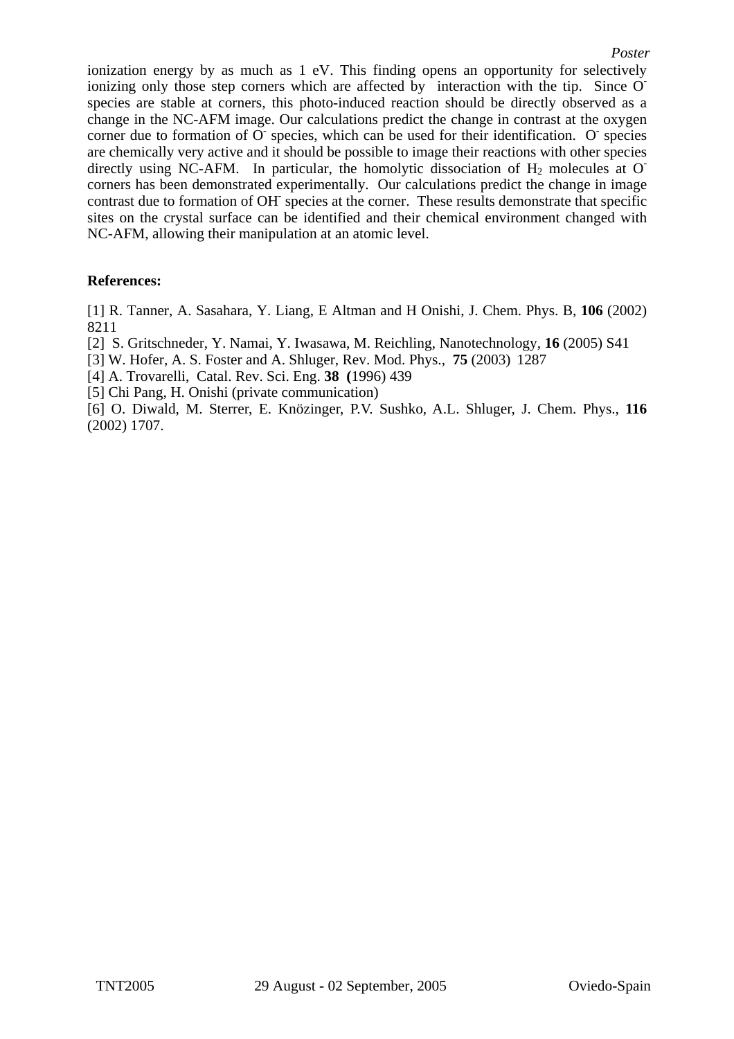ionization energy by as much as 1 eV. This finding opens an opportunity for selectively ionizing only those step corners which are affected by interaction with the tip. Since $O^-$ species are stable at corners, this photo-induced reaction should be directly observed as a change in the NC-AFM image. Our calculations predict the change in contrast at the oxygen corner due to formation of $O^-$ species, which can be used for their identification. $O^-$ species are chemically very active and it should be possible to image their reactions with other species directly using NC-AFM. In particular, the homolytic dissociation of $H_2$ molecules at $O^-$ corners has been demonstrated experimentally. Our calculations predict the change in image contrast due to formation of $OH^-$ species at the corner. These results demonstrate that specific sites on the crystal surface can be identified and their chemical environment changed with NC-AFM, allowing their manipulation at an atomic level.

**References:**

[1] R. Tanner, A. Sasahara, Y. Liang, E Altman and H Onishi, J. Chem. Phys. B, **106** (2002) 8211

[2] S. Gritschneder, Y. Namai, Y. Iwasawa, M. Reichling, Nanotechnology, **16** (2005) S41

[3] W. Hofer, A. S. Foster and A. Shluger, Rev. Mod. Phys., **75** (2003) 1287

[4] A. Trovarelli, Catal. Rev. Sci. Eng. **38** **(**1996) 439

[5] Chi Pang, H. Onishi (private communication)

[6] O. Diwald, M. Sterrer, E. Knözinger, P.V. Sushko, A.L. Shluger, J. Chem. Phys., **116** (2002) 1707.